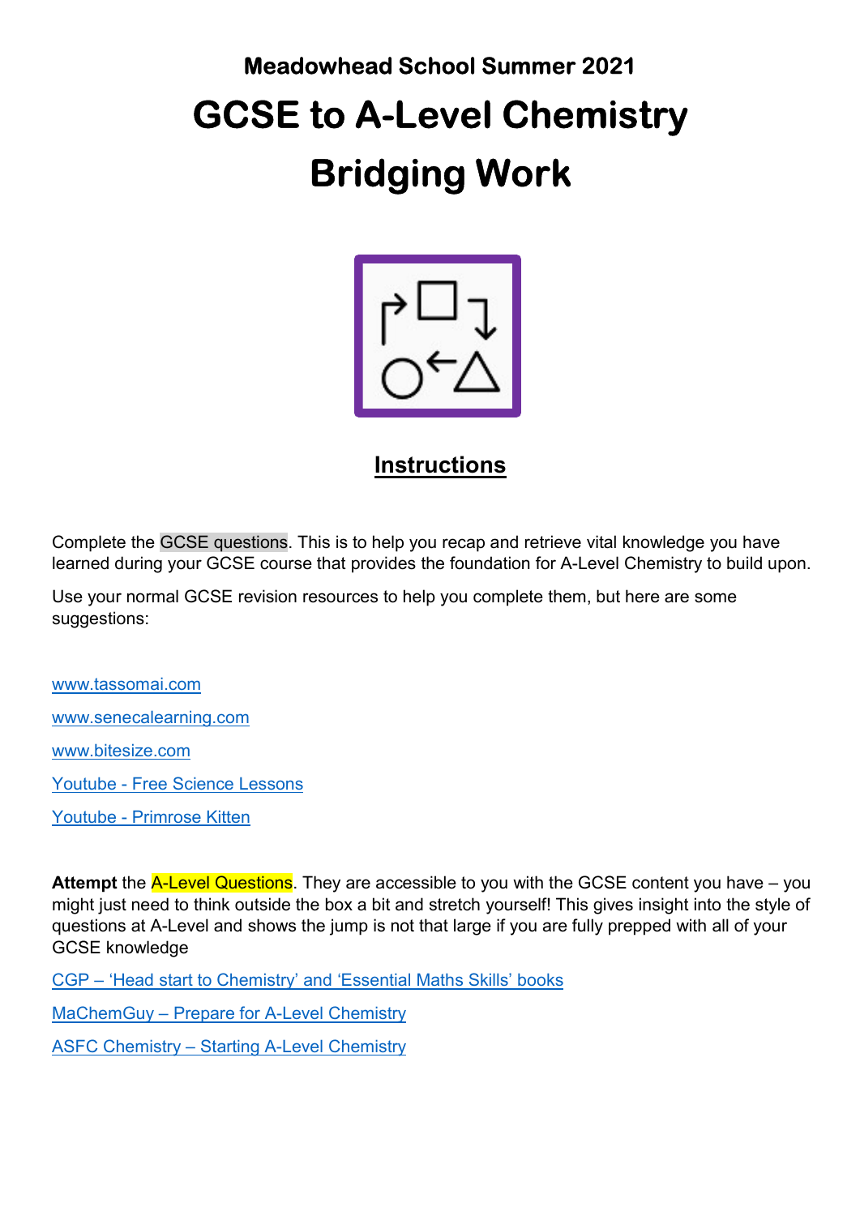**Meadowhead School Summer 2021**

# GCSE to A-Level Chemistry Bridging Work

## Instructions

Complete the GCSE questions. This is to help you recap and retrieve vital knowledge you have learned during your GCSE course that provides the foundation for A-Level Chemistry to build upon.

Use your normal GCSE revision resources to help you complete them, but here are some suggestions:

[www.tassomai.com](www.tassomai.com)

[www.senecalearning.com](www.senecalearning.com)

[www.bitesize.com](www.bitesize.com)

Youtube - Free Science Lessons

Youtube - Primrose Kitten

**Attempt** the A-Level Questions. They are accessible to you with the GCSE content you have – you might just need to think outside the box a bit and stretch yourself! This gives insight into the style of questions at A-Level and shows the jump is not that large if you are fully prepped with all of your GCSE knowledge

CGP – 'Head start to Chemistry' and 'Essential Maths Skills' books

MaChemGuy – Prepare for A-Level Chemistry

ASFC Chemistry – Starting A-Level Chemistry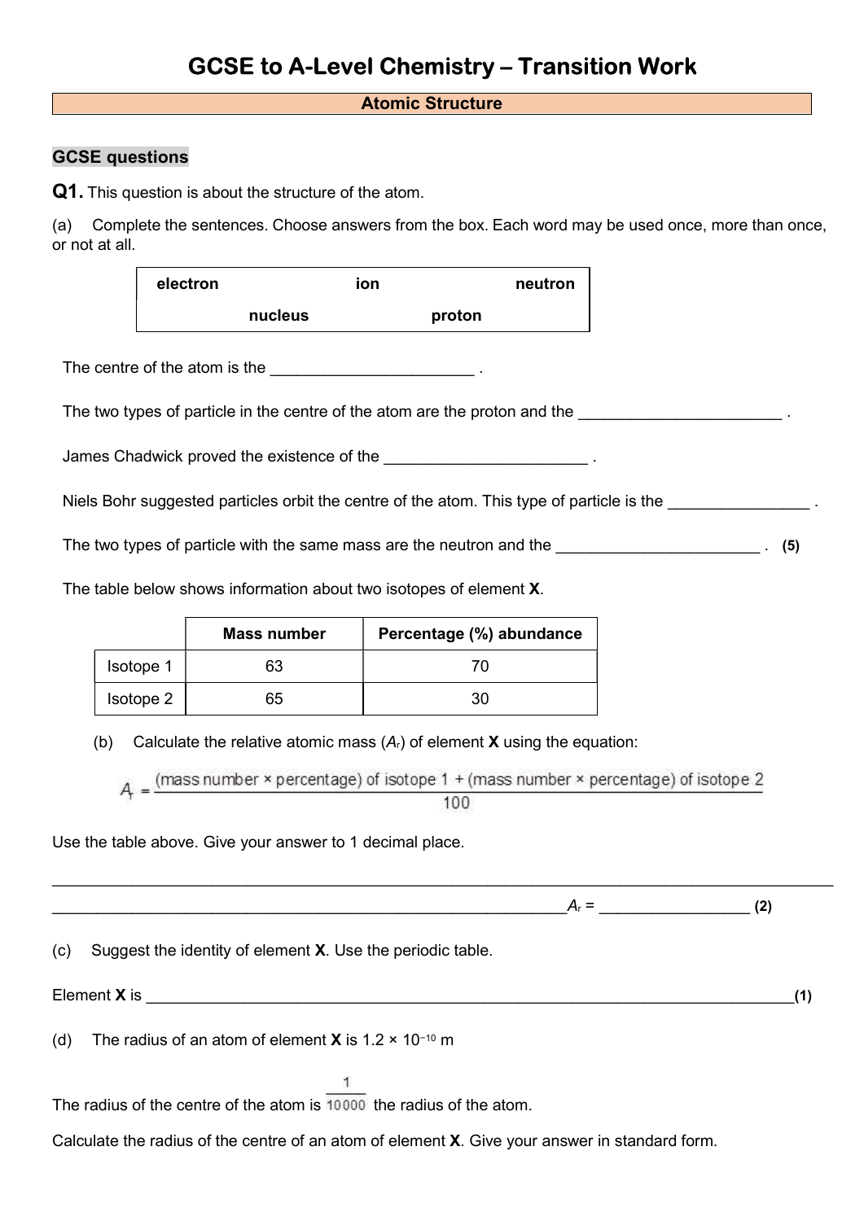# GCSE to A-Level Chemistry – Transition Work

## Atomic Structure

### GCSE questions

**Q1.** This question is about the structure of the atom.

(a) Complete the sentences. Choose answers from the box. Each word may be used once, more than once, or not at all.

| **electron** | **ion** | **neutron** |
|---|---|---|
| **nucleus** | **proton** | |

The centre of the atom is the ______________________ .

The two types of particle in the centre of the atom are the proton and the ______________________ .

James Chadwick proved the existence of the ______________________ .

Niels Bohr suggested particles orbit the centre of the atom. This type of particle is the _______________ .

The two types of particle with the same mass are the neutron and the ______________________ . **(5)**

The table below shows information about two isotopes of element **X**.

| | Mass number | Percentage (%) abundance |
|---|---|---|
| Isotope 1 | 63 | 70 |
| Isotope 2 | 65 | 30 |

(b) Calculate the relative atomic mass ($A_r$) of element **X** using the equation:

$$A_r = \frac{(\text{mass number} \times \text{percentage}) \text{ of isotope 1} + (\text{mass number} \times \text{percentage}) \text{ of isotope 2}}{100}$$

Use the table above. Give your answer to 1 decimal place.

___________________________________________________________________________

_______________________________________________________ $A_r$ = ________________ **(2)**

(c) Suggest the identity of element **X**. Use the periodic table.

Element **X** is ______________________________________________________________________ **(1)**

(d) The radius of an atom of element **X** is $1.2 \times 10^{-10}$ m

The radius of the centre of the atom is $\frac{1}{10000}$ the radius of the atom.

Calculate the radius of the centre of an atom of element **X**. Give your answer in standard form.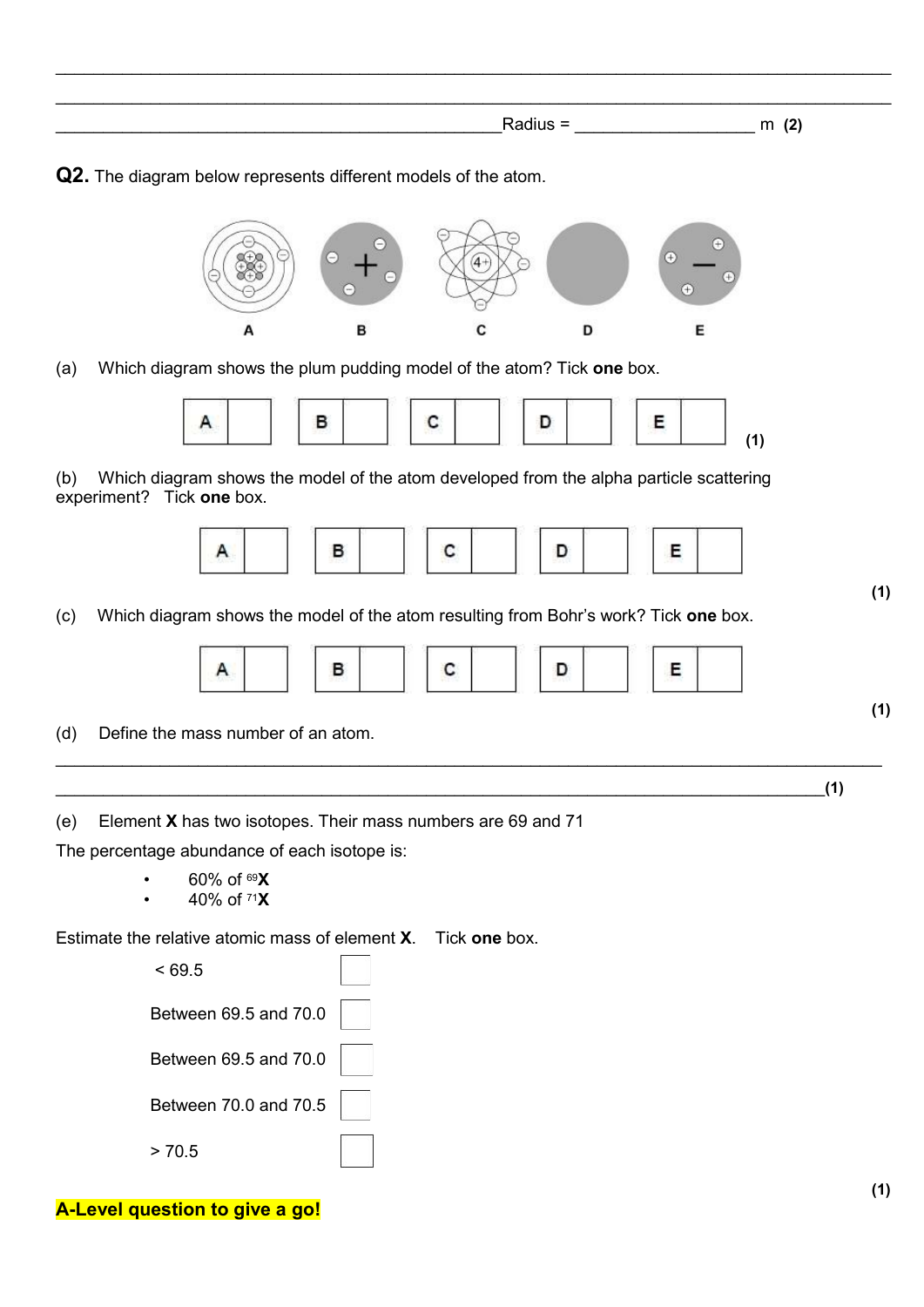_______________________________________________________________________________

_______________________________________________________________________________

_________________________________________________Radius = __________________ m **(2)**

**Q2.** The diagram below represents different models of the atom.

A B C D E

(a) Which diagram shows the plum pudding model of the atom? Tick **one** box.

| A | | B | | C | | D | | E | |
|---|---|---|---|---|---|---|---|---|---|

**(1)**

(b) Which diagram shows the model of the atom developed from the alpha particle scattering experiment? Tick **one** box.

| A | | B | | C | | D | | E | |
|---|---|---|---|---|---|---|---|---|---|

**(1)**

(c) Which diagram shows the model of the atom resulting from Bohr's work? Tick **one** box.

| A | | B | | C | | D | | E | |
|---|---|---|---|---|---|---|---|---|---|

**(1)**

(d) Define the mass number of an atom.

_______________________________________________________________________________

_______________________________________________________________________________**(1)**

(e) Element **X** has two isotopes. Their mass numbers are 69 and 71

The percentage abundance of each isotope is:

- 60% of $^{69}$**X**
- 40% of $^{71}$**X**

Estimate the relative atomic mass of element **X**. Tick **one** box.

| | |
|---|---|
| < 69.5 | |
| Between 69.5 and 70.0 | |
| Between 69.5 and 70.0 | |
| Between 70.0 and 70.5 | |
| > 70.5 | |

**(1)**

**A-Level question to give a go!**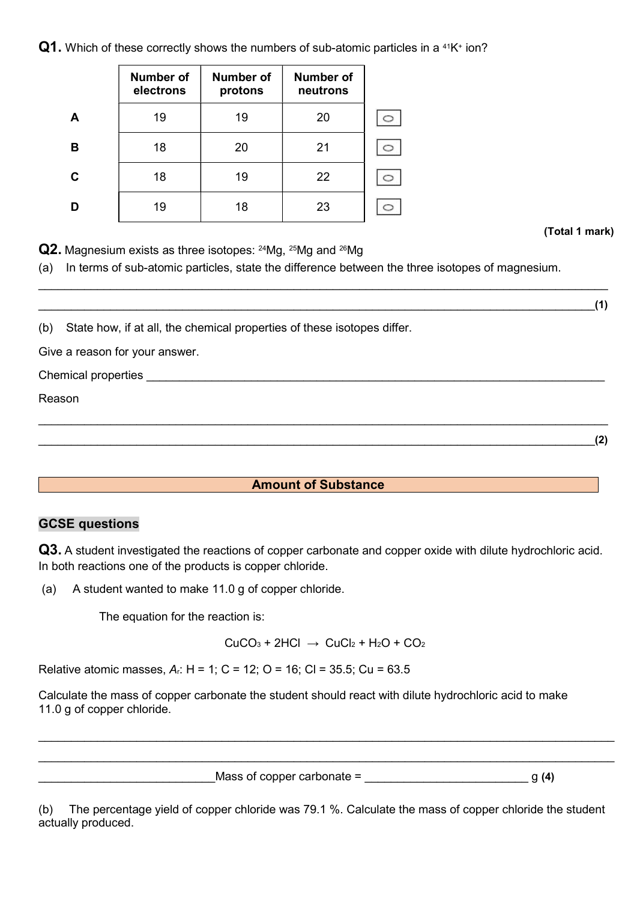**Q1.** Which of these correctly shows the numbers of sub-atomic particles in a $^{41}K^{+}$ ion?

| | Number of electrons | Number of protons | Number of neutrons | |
|---|---|---|---|---|
| **A** | 19 | 19 | 20 | ○ |
| **B** | 18 | 20 | 21 | ○ |
| **C** | 18 | 19 | 22 | ○ |
| **D** | 19 | 18 | 23 | ○ |

**(Total 1 mark)**

**Q2.** Magnesium exists as three isotopes: $^{24}Mg$, $^{25}Mg$ and $^{26}Mg$

(a) In terms of sub-atomic particles, state the difference between the three isotopes of magnesium.

___________________________________________________________________________

___________________________________________________________________________ **(1)**

(b) State how, if at all, the chemical properties of these isotopes differ.

Give a reason for your answer.

Chemical properties ___________________________________________________________

Reason

___________________________________________________________________________

___________________________________________________________________________ **(2)**

## Amount of Substance

### GCSE questions

**Q3.** A student investigated the reactions of copper carbonate and copper oxide with dilute hydrochloric acid. In both reactions one of the products is copper chloride.

(a) A student wanted to make 11.0 g of copper chloride.

The equation for the reaction is:

$$CuCO_3 + 2HCl \rightarrow CuCl_2 + H_2O + CO_2$$

Relative atomic masses, $A_r$: H = 1; C = 12; O = 16; Cl = 35.5; Cu = 63.5

Calculate the mass of copper carbonate the student should react with dilute hydrochloric acid to make 11.0 g of copper chloride.

___________________________________________________________________________

___________________________________________________________________________

___________________________ Mass of copper carbonate = ________________________ g **(4)**

(b) The percentage yield of copper chloride was 79.1 %. Calculate the mass of copper chloride the student actually produced.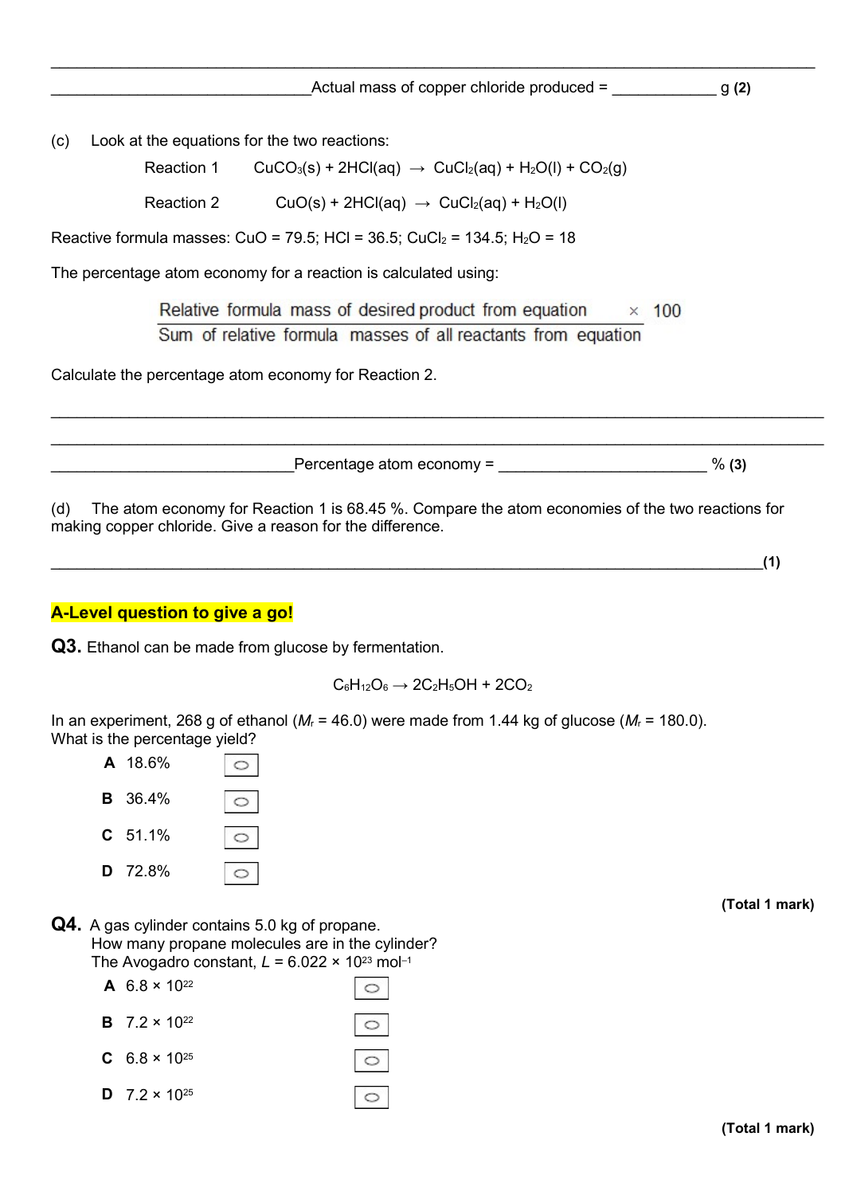______________________________________________________________________________

______________________________Actual mass of copper chloride produced = ____________ g **(2)**

(c) Look at the equations for the two reactions:

Reaction 1 $CuCO_3(s) + 2HCl(aq) \rightarrow CuCl_2(aq) + H_2O(l) + CO_2(g)$

Reaction 2 $CuO(s) + 2HCl(aq) \rightarrow CuCl_2(aq) + H_2O(l)$

Reactive formula masses: CuO = 79.5; HCl = 36.5; $CuCl_2$ = 134.5; $H_2O$ = 18

The percentage atom economy for a reaction is calculated using:

$$\frac{\text{Relative formula mass of desired product from equation}}{\text{Sum of relative formula masses of all reactants from equation}} \times 100$$

Calculate the percentage atom economy for Reaction 2.

______________________________________________________________________________

______________________________________________________________________________

______________________________Percentage atom economy = ______________________ % **(3)**

(d) The atom economy for Reaction 1 is 68.45 %. Compare the atom economies of the two reactions for making copper chloride. Give a reason for the difference.

______________________________________________________________________________**(1)**

**A-Level question to give a go!**

**Q3.** Ethanol can be made from glucose by fermentation.

$$C_6H_{12}O_6 \rightarrow 2C_2H_5OH + 2CO_2$$

In an experiment, 268 g of ethanol ($M_r$ = 46.0) were made from 1.44 kg of glucose ($M_r$ = 180.0). What is the percentage yield?

**A** 18.6% ○

**B** 36.4% ○

**C** 51.1% ○

**D** 72.8% ○

**(Total 1 mark)**

**Q4.** A gas cylinder contains 5.0 kg of propane.
How many propane molecules are in the cylinder?
The Avogadro constant, $L = 6.022 \times 10^{23}$ $mol^{-1}$

**A** $6.8 \times 10^{22}$ ○

**B** $7.2 \times 10^{22}$ ○

**C** $6.8 \times 10^{25}$ ○

**D** $7.2 \times 10^{25}$ ○

**(Total 1 mark)**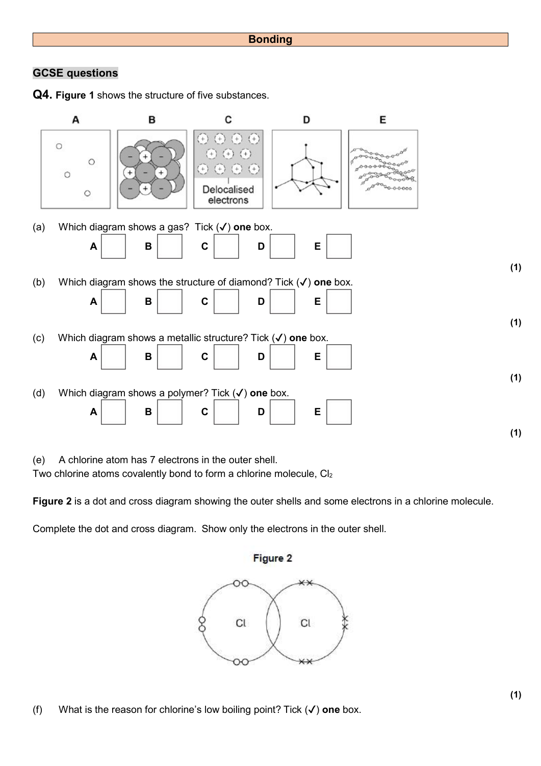# Bonding

## GCSE questions

**Q4. Figure 1** shows the structure of five substances.

(a) Which diagram shows a gas? Tick (✓) **one** box.

A ☐ B ☐ C ☐ D ☐ E ☐

**(1)**

(b) Which diagram shows the structure of diamond? Tick (✓) **one** box.

A ☐ B ☐ C ☐ D ☐ E ☐

**(1)**

(c) Which diagram shows a metallic structure? Tick (✓) **one** box.

A ☐ B ☐ C ☐ D ☐ E ☐

**(1)**

(d) Which diagram shows a polymer? Tick (✓) **one** box.

A ☐ B ☐ C ☐ D ☐ E ☐

**(1)**

(e) A chlorine atom has 7 electrons in the outer shell.
Two chlorine atoms covalently bond to form a chlorine molecule, $Cl_2$

**Figure 2** is a dot and cross diagram showing the outer shells and some electrons in a chlorine molecule.

Complete the dot and cross diagram. Show only the electrons in the outer shell.

**Figure 2**

**(1)**

(f) What is the reason for chlorine's low boiling point? Tick (✓) **one** box.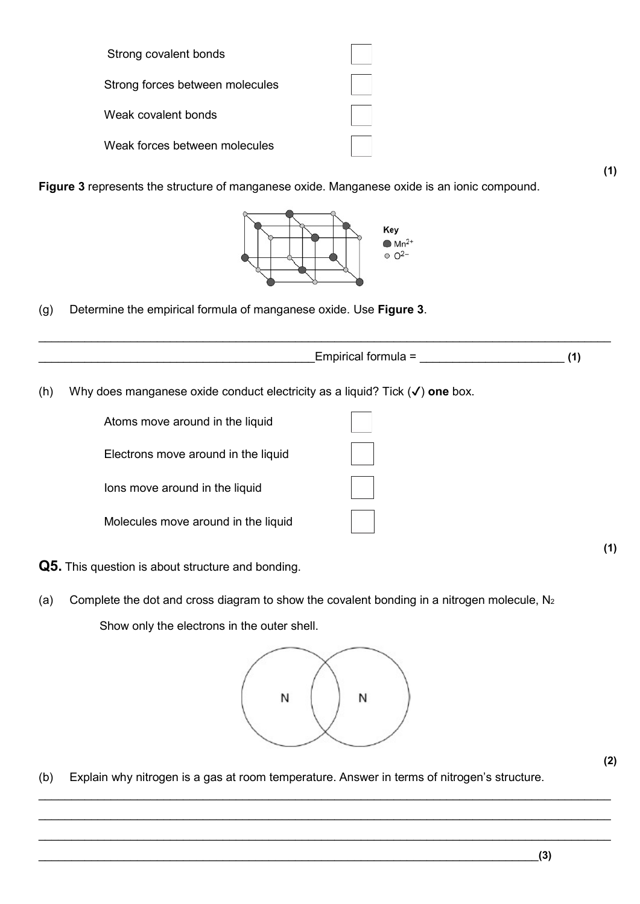Strong covalent bonds ☐

Strong forces between molecules ☐

Weak covalent bonds ☐

Weak forces between molecules ☐

**(1)**

**Figure 3** represents the structure of manganese oxide. Manganese oxide is an ionic compound.

Key
- $Mn^{2+}$
- $O^{2-}$

(g) Determine the empirical formula of manganese oxide. Use **Figure 3**.

___________________________________________________________________________

___________________________________________ Empirical formula = ______________________ **(1)**

(h) Why does manganese oxide conduct electricity as a liquid? Tick (✓) **one** box.

Atoms move around in the liquid ☐

Electrons move around in the liquid ☐

Ions move around in the liquid ☐

Molecules move around in the liquid ☐

**(1)**

**Q5.** This question is about structure and bonding.

(a) Complete the dot and cross diagram to show the covalent bonding in a nitrogen molecule, $N_2$

Show only the electrons in the outer shell.

N N

**(2)**

(b) Explain why nitrogen is a gas at room temperature. Answer in terms of nitrogen's structure.

___________________________________________________________________________

___________________________________________________________________________

___________________________________________________________________________

___________________________________________________________________________ **(3)**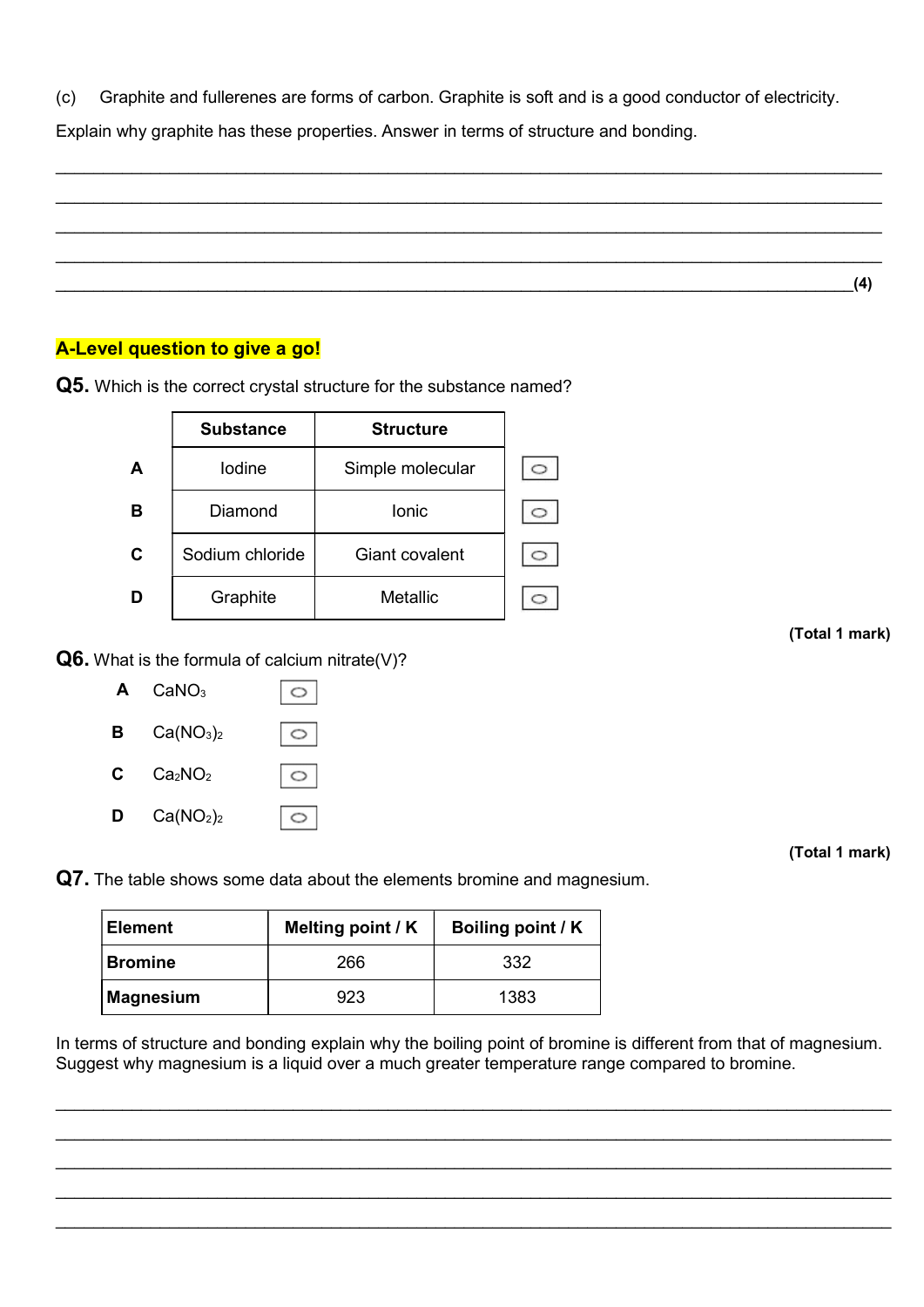(c) Graphite and fullerenes are forms of carbon. Graphite is soft and is a good conductor of electricity.

Explain why graphite has these properties. Answer in terms of structure and bonding.

___________________________________________________________________________

___________________________________________________________________________

___________________________________________________________________________

___________________________________________________________________________

___________________________________________________________________________ **(4)**

**A-Level question to give a go!**

**Q5.** Which is the correct crystal structure for the substance named?

| | Substance | Structure | |
|---|---|---|---|
| **A** | Iodine | Simple molecular | ○ |
| **B** | Diamond | Ionic | ○ |
| **C** | Sodium chloride | Giant covalent | ○ |
| **D** | Graphite | Metallic | ○ |

**(Total 1 mark)**

**Q6.** What is the formula of calcium nitrate(V)?

**A** $CaNO_3$ ○

**B** $Ca(NO_3)_2$ ○

**C** $Ca_2NO_2$ ○

**D** $Ca(NO_2)_2$ ○

**(Total 1 mark)**

**Q7.** The table shows some data about the elements bromine and magnesium.

| Element | Melting point / K | Boiling point / K |
|---|---|---|
| **Bromine** | 266 | 332 |
| **Magnesium** | 923 | 1383 |

In terms of structure and bonding explain why the boiling point of bromine is different from that of magnesium. Suggest why magnesium is a liquid over a much greater temperature range compared to bromine.

___________________________________________________________________________

___________________________________________________________________________

___________________________________________________________________________

___________________________________________________________________________

___________________________________________________________________________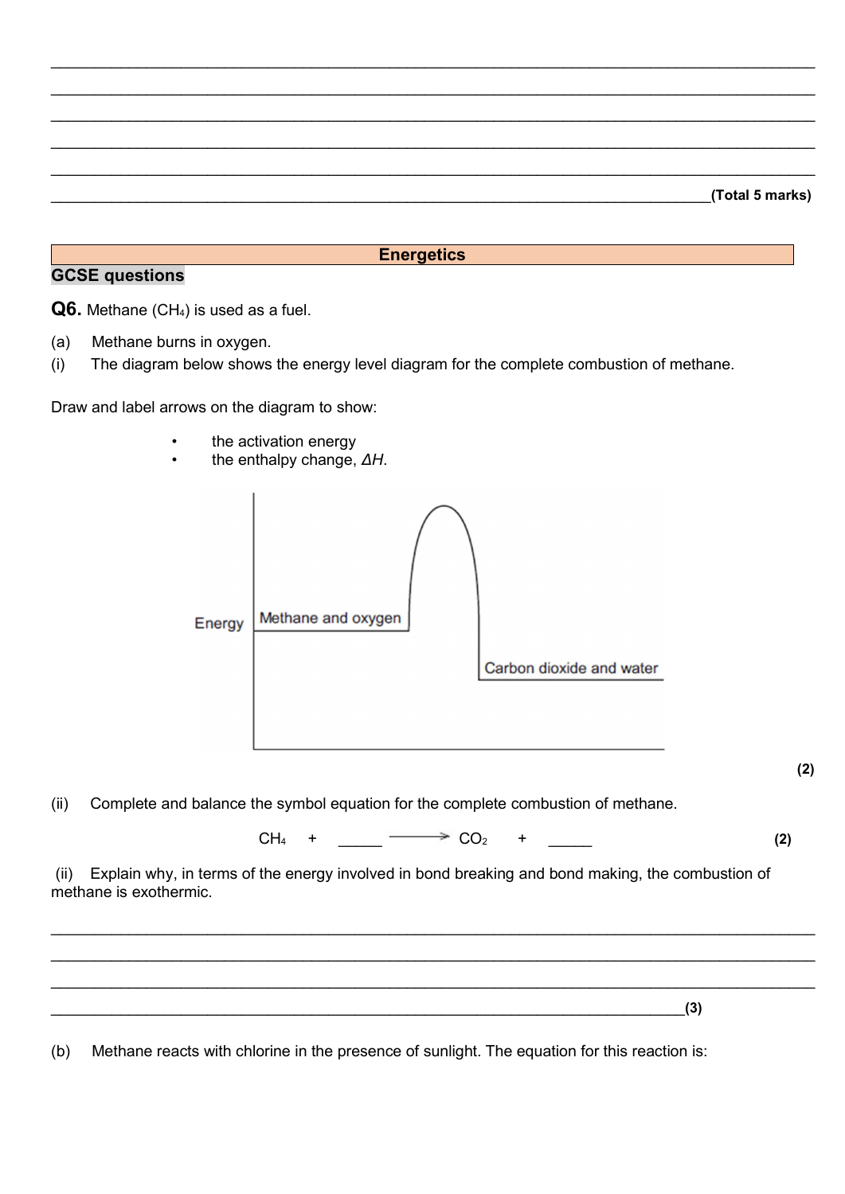(Total 5 marks)

**Energetics**

**GCSE questions**

**Q6.** Methane ($CH_4$) is used as a fuel.

(a) Methane burns in oxygen.

(i) The diagram below shows the energy level diagram for the complete combustion of methane.

Draw and label arrows on the diagram to show:

- the activation energy
- the enthalpy change, $\Delta H$.

Energy

Methane and oxygen

Carbon dioxide and water

**(2)**

(ii) Complete and balance the symbol equation for the complete combustion of methane.

$$CH_4 \quad + \quad \_\_\_\_\_ \longrightarrow CO_2 \quad + \quad \_\_\_\_\_$$

**(2)**

(ii) Explain why, in terms of the energy involved in bond breaking and bond making, the combustion of methane is exothermic.

**(3)**

(b) Methane reacts with chlorine in the presence of sunlight. The equation for this reaction is: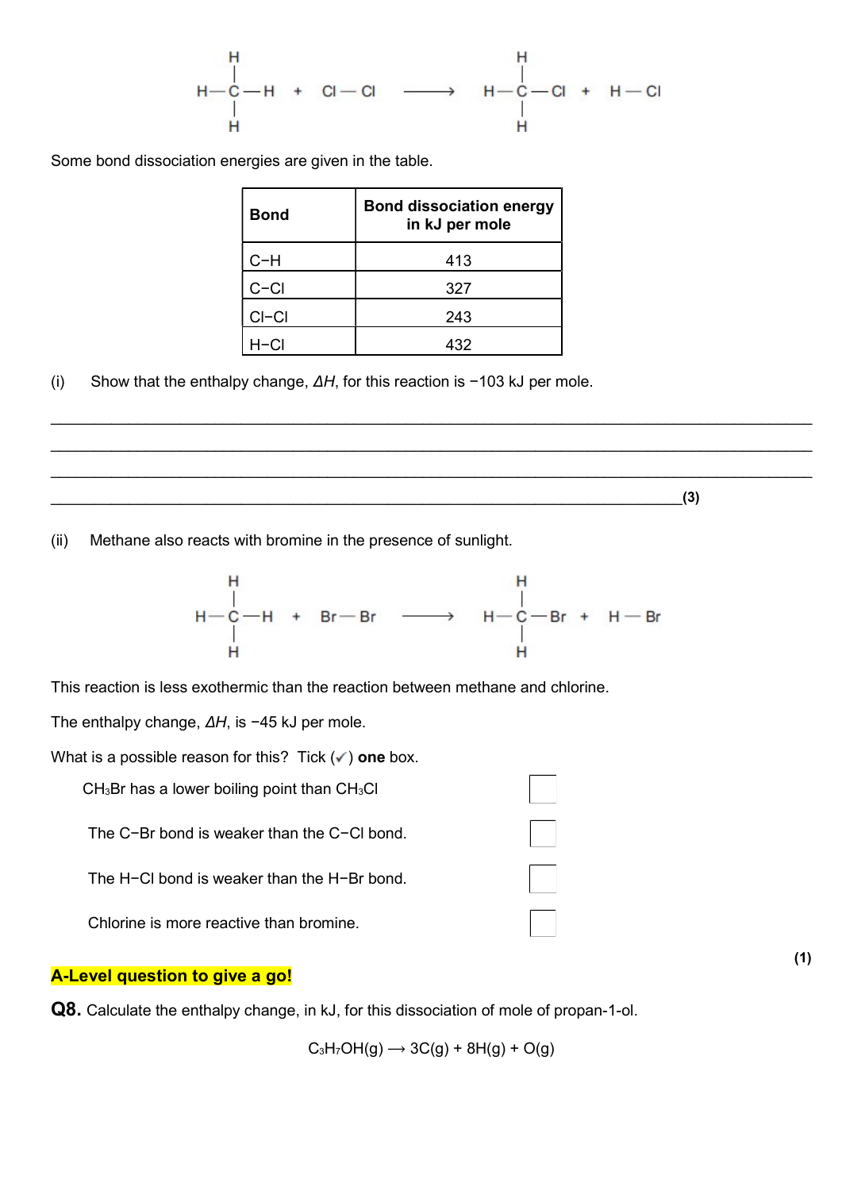$$CH_4 + Cl-Cl \longrightarrow CH_3Cl + H-Cl$$

Some bond dissociation energies are given in the table.

| Bond | Bond dissociation energy in kJ per mole |
|---|---|
| C−H | 413 |
| C−Cl | 327 |
| Cl−Cl | 243 |
| H−Cl | 432 |

(i) Show that the enthalpy change, $\Delta H$, for this reaction is −103 kJ per mole.

_______________________________________________________________________________

_______________________________________________________________________________

_______________________________________________________________________________

_______________________________________________________________________________ **(3)**

(ii) Methane also reacts with bromine in the presence of sunlight.

$$CH_4 + Br-Br \longrightarrow CH_3Br + H-Br$$

This reaction is less exothermic than the reaction between methane and chlorine.

The enthalpy change, $\Delta H$, is −45 kJ per mole.

What is a possible reason for this? Tick (✓) **one** box.

- $CH_3Br$ has a lower boiling point than $CH_3Cl$ ☐
- The C−Br bond is weaker than the C−Cl bond. ☐
- The H−Cl bond is weaker than the H−Br bond. ☐
- Chlorine is more reactive than bromine. ☐

**(1)**

**A-Level question to give a go!**

**Q8.** Calculate the enthalpy change, in kJ, for this dissociation of mole of propan-1-ol.

$$C_3H_7OH(g) \longrightarrow 3C(g) + 8H(g) + O(g)$$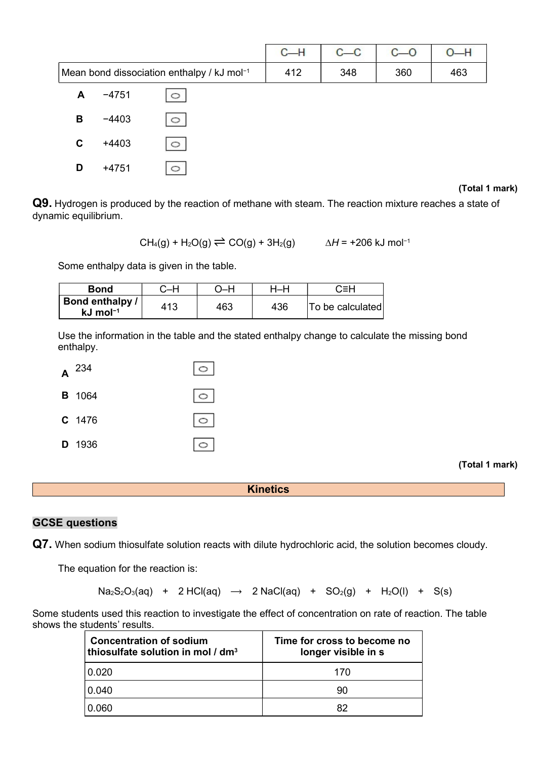| | C—H | C—C | C—O | O—H |
|---|---|---|---|---|
| Mean bond dissociation enthalpy / kJ mol$^{-1}$ | 412 | 348 | 360 | 463 |

**A** −4751

**B** −4403

**C** +4403

**D** +4751

**(Total 1 mark)**

**Q9.** Hydrogen is produced by the reaction of methane with steam. The reaction mixture reaches a state of dynamic equilibrium.

$$CH_4(g) + H_2O(g) \rightleftharpoons CO(g) + 3H_2(g) \qquad \Delta H = +206 \text{ kJ mol}^{-1}$$

Some enthalpy data is given in the table.

| Bond | C–H | O–H | H–H | C≡H |
|---|---|---|---|---|
| Bond enthalpy / kJ mol$^{-1}$ | 413 | 463 | 436 | To be calculated |

Use the information in the table and the stated enthalpy change to calculate the missing bond enthalpy.

**A** 234

**B** 1064

**C** 1476

**D** 1936

**(Total 1 mark)**

## Kinetics

### GCSE questions

**Q7.** When sodium thiosulfate solution reacts with dilute hydrochloric acid, the solution becomes cloudy.

The equation for the reaction is:

$$Na_2S_2O_3(aq) + 2\,HCl(aq) \longrightarrow 2\,NaCl(aq) + SO_2(g) + H_2O(l) + S(s)$$

Some students used this reaction to investigate the effect of concentration on rate of reaction. The table shows the students' results.

| Concentration of sodium thiosulfate solution in mol / dm$^3$ | Time for cross to become no longer visible in s |
|---|---|
| 0.020 | 170 |
| 0.040 | 90 |
| 0.060 | 82 |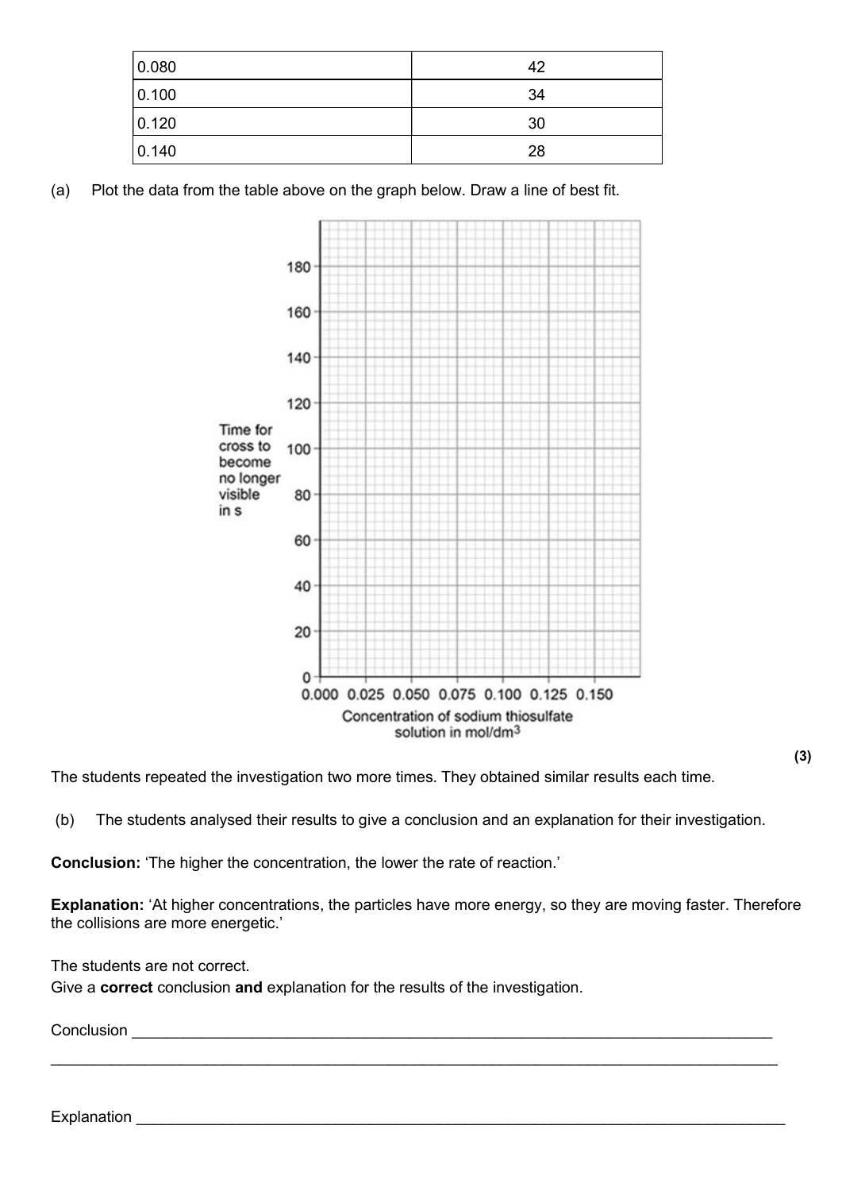| 0.080 | 42 |
|---|---|
| 0.100 | 34 |
| 0.120 | 30 |
| 0.140 | 28 |

(a) Plot the data from the table above on the graph below. Draw a line of best fit.

Time for cross to become no longer visible in s

Concentration of sodium thiosulfate solution in mol/dm$^3$

**(3)**

The students repeated the investigation two more times. They obtained similar results each time.

(b) The students analysed their results to give a conclusion and an explanation for their investigation.

**Conclusion:** 'The higher the concentration, the lower the rate of reaction.'

**Explanation:** 'At higher concentrations, the particles have more energy, so they are moving faster. Therefore the collisions are more energetic.'

The students are not correct.
Give a **correct** conclusion **and** explanation for the results of the investigation.

Conclusion ___________________________________________________________________________

_______________________________________________________________________________________

Explanation __________________________________________________________________________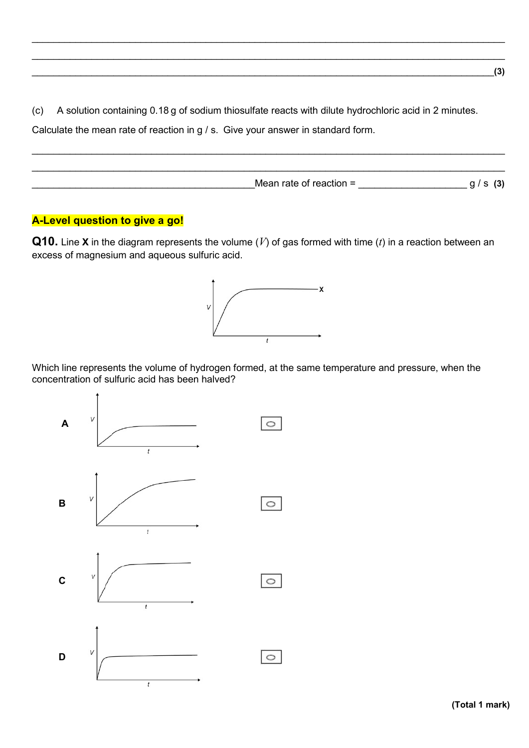___________________________________________________________________________

___________________________________________________________________________

___________________________________________________________________________ **(3)**

(c) A solution containing 0.18 g of sodium thiosulfate reacts with dilute hydrochloric acid in 2 minutes.

Calculate the mean rate of reaction in g / s. Give your answer in standard form.

___________________________________________________________________________

___________________________________________________________________________

___________________________ Mean rate of reaction = ____________________ g / s **(3)**

**A-Level question to give a go!**

**Q10.** Line **X** in the diagram represents the volume ($V$) of gas formed with time ($t$) in a reaction between an excess of magnesium and aqueous sulfuric acid.

Which line represents the volume of hydrogen formed, at the same temperature and pressure, when the concentration of sulfuric acid has been halved?

**A** ☐

**B** ☐

**C** ☐

**D** ☐

**(Total 1 mark)**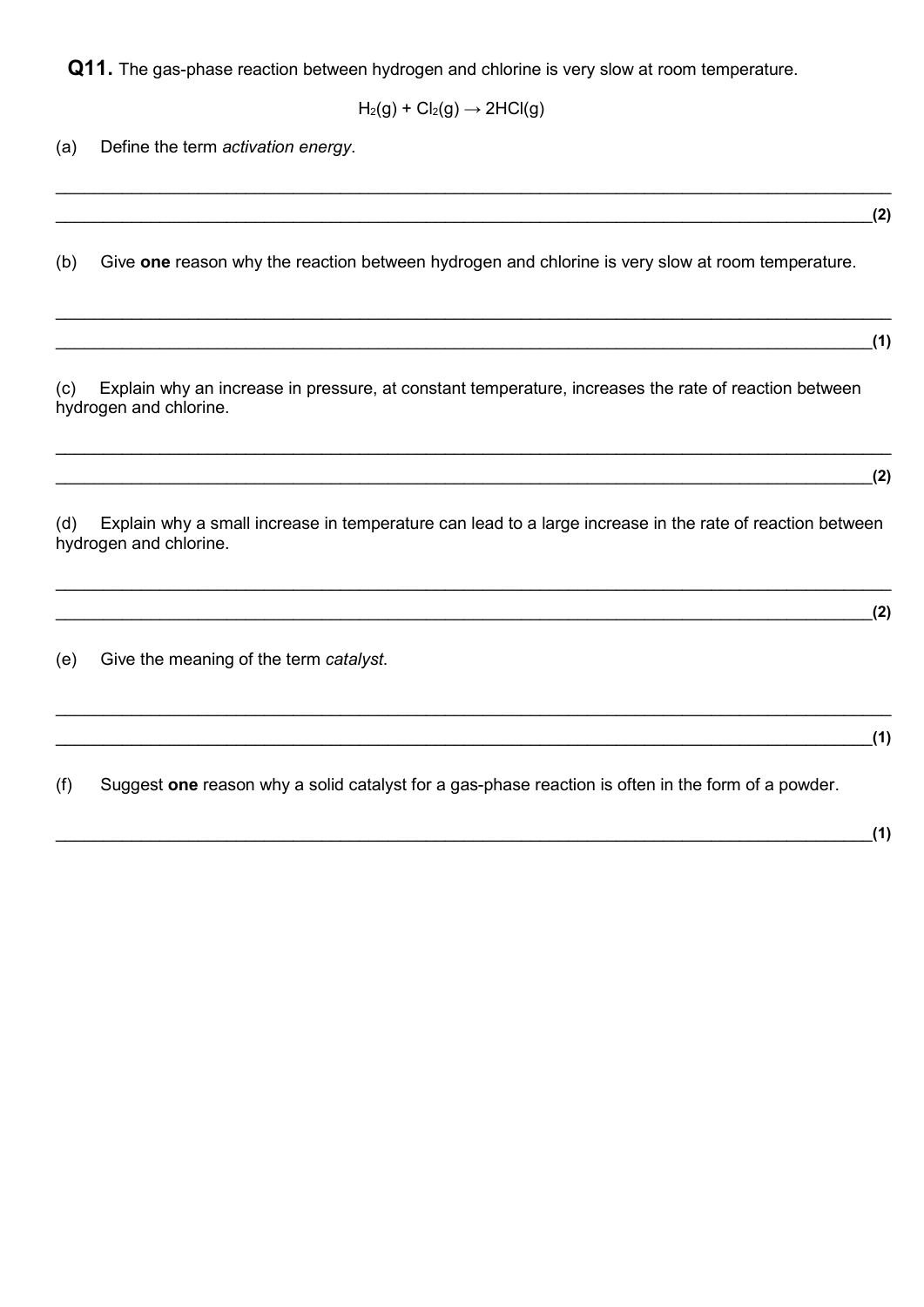**Q11.** The gas-phase reaction between hydrogen and chlorine is very slow at room temperature.

$$H_2(g) + Cl_2(g) \rightarrow 2HCl(g)$$

(a) Define the term *activation energy*.

___________________________________________________________________________

___________________________________________________________________________ **(2)**

(b) Give **one** reason why the reaction between hydrogen and chlorine is very slow at room temperature.

___________________________________________________________________________

___________________________________________________________________________ **(1)**

(c) Explain why an increase in pressure, at constant temperature, increases the rate of reaction between hydrogen and chlorine.

___________________________________________________________________________

___________________________________________________________________________ **(2)**

(d) Explain why a small increase in temperature can lead to a large increase in the rate of reaction between hydrogen and chlorine.

___________________________________________________________________________

___________________________________________________________________________ **(2)**

(e) Give the meaning of the term *catalyst*.

___________________________________________________________________________

___________________________________________________________________________ **(1)**

(f) Suggest **one** reason why a solid catalyst for a gas-phase reaction is often in the form of a powder.

___________________________________________________________________________ **(1)**